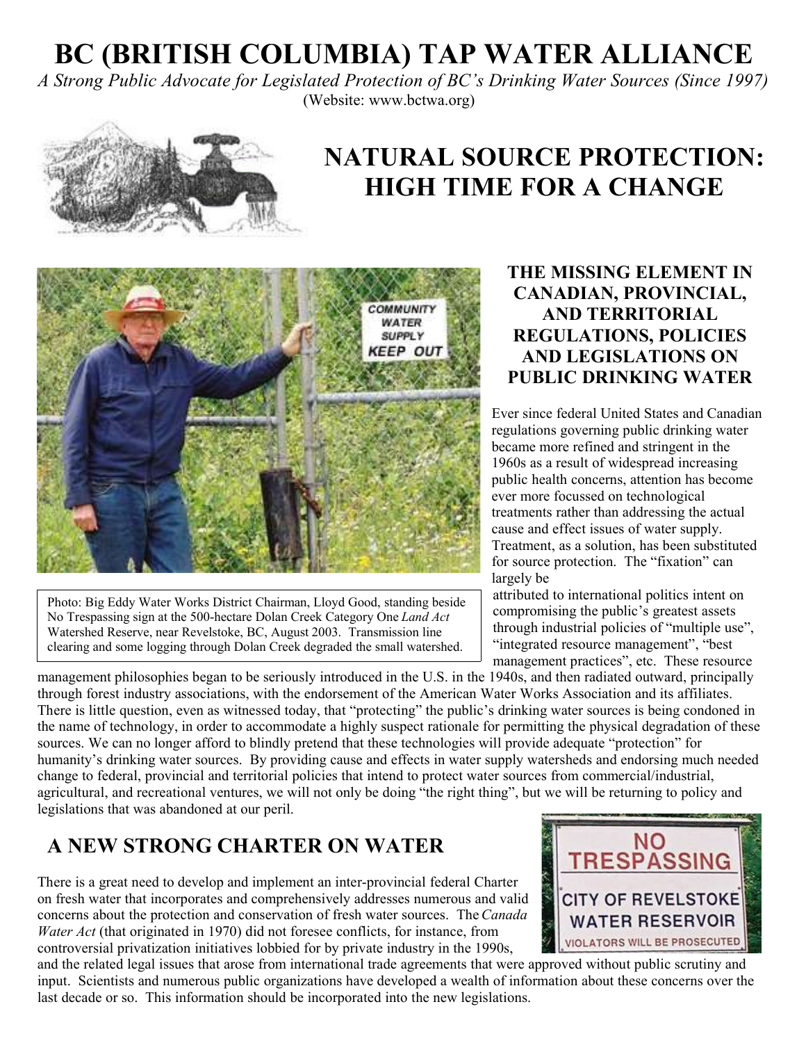# BC (BRITISH COLUMBIA) TAP WATER ALLIANCE

*A Strong Public Advocate for Legislated Protection of BC's Drinking Water Sources (Since 1997)*

(Website: www.bctwa.org)

# NATURAL SOURCE PROTECTION: HIGH TIME FOR A CHANGE

Photo: Big Eddy Water Works District Chairman, Lloyd Good, standing beside No Trespassing sign at the 500-hectare Dolan Creek Category One *Land Act* Watershed Reserve, near Revelstoke, BC, August 2003. Transmission line clearing and some logging through Dolan Creek degraded the small watershed.

## THE MISSING ELEMENT IN CANADIAN, PROVINCIAL, AND TERRITORIAL REGULATIONS, POLICIES AND LEGISLATIONS ON PUBLIC DRINKING WATER

Ever since federal United States and Canadian regulations governing public drinking water became more refined and stringent in the 1960s as a result of widespread increasing public health concerns, attention has become ever more focussed on technological treatments rather than addressing the actual cause and effect issues of water supply. Treatment, as a solution, has been substituted for source protection. The "fixation" can largely be attributed to international politics intent on compromising the public's greatest assets through industrial policies of "multiple use", "integrated resource management", "best management practices", etc. These resource management philosophies began to be seriously introduced in the U.S. in the 1940s, and then radiated outward, principally through forest industry associations, with the endorsement of the American Water Works Association and its affiliates. There is little question, even as witnessed today, that "protecting" the public's drinking water sources is being condoned in the name of technology, in order to accommodate a highly suspect rationale for permitting the physical degradation of these sources. We can no longer afford to blindly pretend that these technologies will provide adequate "protection" for humanity's drinking water sources. By providing cause and effects in water supply watersheds and endorsing much needed change to federal, provincial and territorial policies that intend to protect water sources from commercial/industrial, agricultural, and recreational ventures, we will not only be doing "the right thing", but we will be returning to policy and legislations that was abandoned at our peril.

## A NEW STRONG CHARTER ON WATER

There is a great need to develop and implement an inter-provincial federal Charter on fresh water that incorporates and comprehensively addresses numerous and valid concerns about the protection and conservation of fresh water sources. The *Canada Water Act* (that originated in 1970) did not foresee conflicts, for instance, from controversial privatization initiatives lobbied for by private industry in the 1990s, and the related legal issues that arose from international trade agreements that were approved without public scrutiny and input. Scientists and numerous public organizations have developed a wealth of information about these concerns over the last decade or so. This information should be incorporated into the new legislations.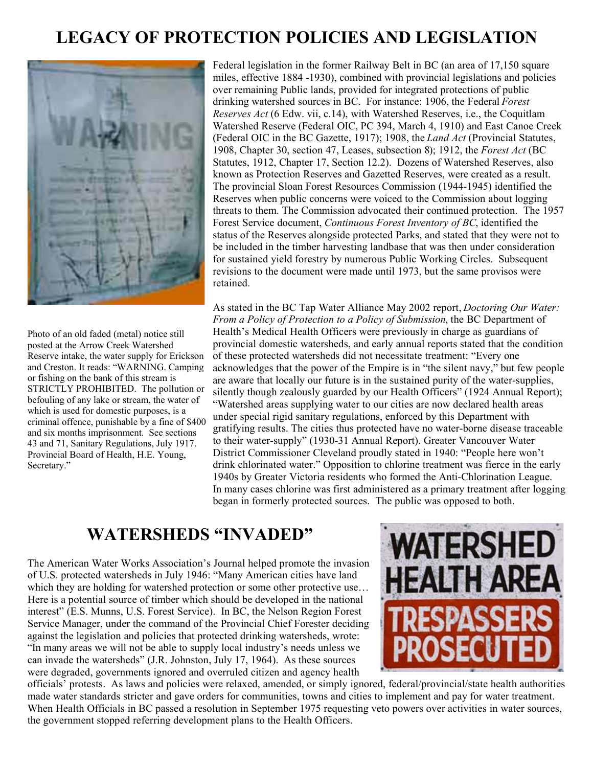# LEGACY OF PROTECTION POLICIES AND LEGISLATION

Photo of an old faded (metal) notice still posted at the Arrow Creek Watershed Reserve intake, the water supply for Erickson and Creston. It reads: "WARNING. Camping or fishing on the bank of this stream is STRICTLY PROHIBITED. The pollution or befouling of any lake or stream, the water of which is used for domestic purposes, is a criminal offence, punishable by a fine of $400 and six months imprisonment. See sections 43 and 71, Sanitary Regulations, July 1917. Provincial Board of Health, H.E. Young, Secretary."

Federal legislation in the former Railway Belt in BC (an area of 17,150 square miles, effective 1884 -1930), combined with provincial legislations and policies over remaining Public lands, provided for integrated protections of public drinking watershed sources in BC. For instance: 1906, the Federal *Forest Reserves Act* (6 Edw. vii, c.14), with Watershed Reserves, i.e., the Coquitlam Watershed Reserve (Federal OIC, PC 394, March 4, 1910) and East Canoe Creek (Federal OIC in the BC Gazette, 1917); 1908, the *Land Act* (Provincial Statutes, 1908, Chapter 30, section 47, Leases, subsection 8); 1912, the *Forest Act* (BC Statutes, 1912, Chapter 17, Section 12.2). Dozens of Watershed Reserves, also known as Protection Reserves and Gazetted Reserves, were created as a result. The provincial Sloan Forest Resources Commission (1944-1945) identified the Reserves when public concerns were voiced to the Commission about logging threats to them. The Commission advocated their continued protection. The 1957 Forest Service document, *Continuous Forest Inventory of BC*, identified the status of the Reserves alongside protected Parks, and stated that they were not to be included in the timber harvesting landbase that was then under consideration for sustained yield forestry by numerous Public Working Circles. Subsequent revisions to the document were made until 1973, but the same provisos were retained.

As stated in the BC Tap Water Alliance May 2002 report, *Doctoring Our Water: From a Policy of Protection to a Policy of Submission*, the BC Department of Health's Medical Health Officers were previously in charge as guardians of provincial domestic watersheds, and early annual reports stated that the condition of these protected watersheds did not necessitate treatment: "Every one acknowledges that the power of the Empire is in "the silent navy," but few people are aware that locally our future is in the sustained purity of the water-supplies, silently though zealously guarded by our Health Officers" (1924 Annual Report); "Watershed areas supplying water to our cities are now declared health areas under special rigid sanitary regulations, enforced by this Department with gratifying results. The cities thus protected have no water-borne disease traceable to their water-supply" (1930-31 Annual Report). Greater Vancouver Water District Commissioner Cleveland proudly stated in 1940: "People here won't drink chlorinated water." Opposition to chlorine treatment was fierce in the early 1940s by Greater Victoria residents who formed the Anti-Chlorination League. In many cases chlorine was first administered as a primary treatment after logging began in formerly protected sources. The public was opposed to both.

## WATERSHEDS "INVADED"

The American Water Works Association's Journal helped promote the invasion of U.S. protected watersheds in July 1946: "Many American cities have land which they are holding for watershed protection or some other protective use… Here is a potential source of timber which should be developed in the national interest" (E.S. Munns, U.S. Forest Service). In BC, the Nelson Region Forest Service Manager, under the command of the Provincial Chief Forester deciding against the legislation and policies that protected drinking watersheds, wrote: "In many areas we will not be able to supply local industry's needs unless we can invade the watersheds" (J.R. Johnston, July 17, 1964). As these sources were degraded, governments ignored and overruled citizen and agency health officials' protests. As laws and policies were relaxed, amended, or simply ignored, federal/provincial/state health authorities made water standards stricter and gave orders for communities, towns and cities to implement and pay for water treatment. When Health Officials in BC passed a resolution in September 1975 requesting veto powers over activities in water sources, the government stopped referring development plans to the Health Officers.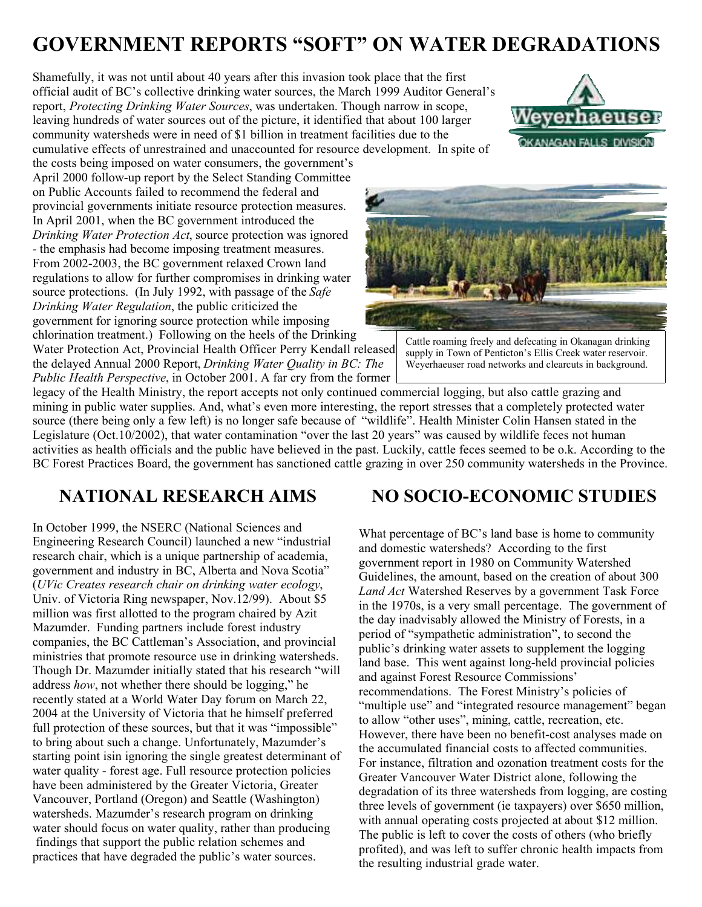# GOVERNMENT REPORTS "SOFT" ON WATER DEGRADATIONS

Shamefully, it was not until about 40 years after this invasion took place that the first official audit of BC's collective drinking water sources, the March 1999 Auditor General's report, *Protecting Drinking Water Sources*, was undertaken. Though narrow in scope, leaving hundreds of water sources out of the picture, it identified that about 100 larger community watersheds were in need of $1 billion in treatment facilities due to the cumulative effects of unrestrained and unaccounted for resource development. In spite of the costs being imposed on water consumers, the government's April 2000 follow-up report by the Select Standing Committee on Public Accounts failed to recommend the federal and provincial governments initiate resource protection measures. In April 2001, when the BC government introduced the *Drinking Water Protection Act*, source protection was ignored - the emphasis had become imposing treatment measures. From 2002-2003, the BC government relaxed Crown land regulations to allow for further compromises in drinking water source protections. (In July 1992, with passage of the *Safe Drinking Water Regulation*, the public criticized the government for ignoring source protection while imposing chlorination treatment.) Following on the heels of the Drinking Water Protection Act, Provincial Health Officer Perry Kendall released the delayed Annual 2000 Report, *Drinking Water Quality in BC: The Public Health Perspective*, in October 2001. A far cry from the former legacy of the Health Ministry, the report accepts not only continued commercial logging, but also cattle grazing and mining in public water supplies. And, what's even more interesting, the report stresses that a completely protected water source (there being only a few left) is no longer safe because of "wildlife". Health Minister Colin Hansen stated in the Legislature (Oct.10/2002), that water contamination "over the last 20 years" was caused by wildlife feces not human activities as health officials and the public have believed in the past. Luckily, cattle feces seemed to be o.k. According to the BC Forest Practices Board, the government has sanctioned cattle grazing in over 250 community watersheds in the Province.

Weyerhaeuser OKANAGAN FALLS DIVISION

Cattle roaming freely and defecating in Okanagan drinking supply in Town of Penticton's Ellis Creek water reservoir. Weyerhaeuser road networks and clearcuts in background.

## NATIONAL RESEARCH AIMS

In October 1999, the NSERC (National Sciences and Engineering Research Council) launched a new "industrial research chair, which is a unique partnership of academia, government and industry in BC, Alberta and Nova Scotia" (*UVic Creates research chair on drinking water ecology*, Univ. of Victoria Ring newspaper, Nov.12/99). About $5 million was first allotted to the program chaired by Azit Mazumder. Funding partners include forest industry companies, the BC Cattleman's Association, and provincial ministries that promote resource use in drinking watersheds. Though Dr. Mazumder initially stated that his research "will address *how*, not whether there should be logging," he recently stated at a World Water Day forum on March 22, 2004 at the University of Victoria that he himself preferred full protection of these sources, but that it was "impossible" to bring about such a change. Unfortunately, Mazumder's starting point isin ignoring the single greatest determinant of water quality - forest age. Full resource protection policies have been administered by the Greater Victoria, Greater Vancouver, Portland (Oregon) and Seattle (Washington) watersheds. Mazumder's research program on drinking water should focus on water quality, rather than producing findings that support the public relation schemes and practices that have degraded the public's water sources.

## NO SOCIO-ECONOMIC STUDIES

What percentage of BC's land base is home to community and domestic watersheds? According to the first government report in 1980 on Community Watershed Guidelines, the amount, based on the creation of about 300 *Land Act* Watershed Reserves by a government Task Force in the 1970s, is a very small percentage. The government of the day inadvisably allowed the Ministry of Forests, in a period of "sympathetic administration", to second the public's drinking water assets to supplement the logging land base. This went against long-held provincial policies and against Forest Resource Commissions' recommendations. The Forest Ministry's policies of "multiple use" and "integrated resource management" began to allow "other uses", mining, cattle, recreation, etc. However, there have been no benefit-cost analyses made on the accumulated financial costs to affected communities. For instance, filtration and ozonation treatment costs for the Greater Vancouver Water District alone, following the degradation of its three watersheds from logging, are costing three levels of government (ie taxpayers) over $650 million, with annual operating costs projected at about $12 million. The public is left to cover the costs of others (who briefly profited), and was left to suffer chronic health impacts from the resulting industrial grade water.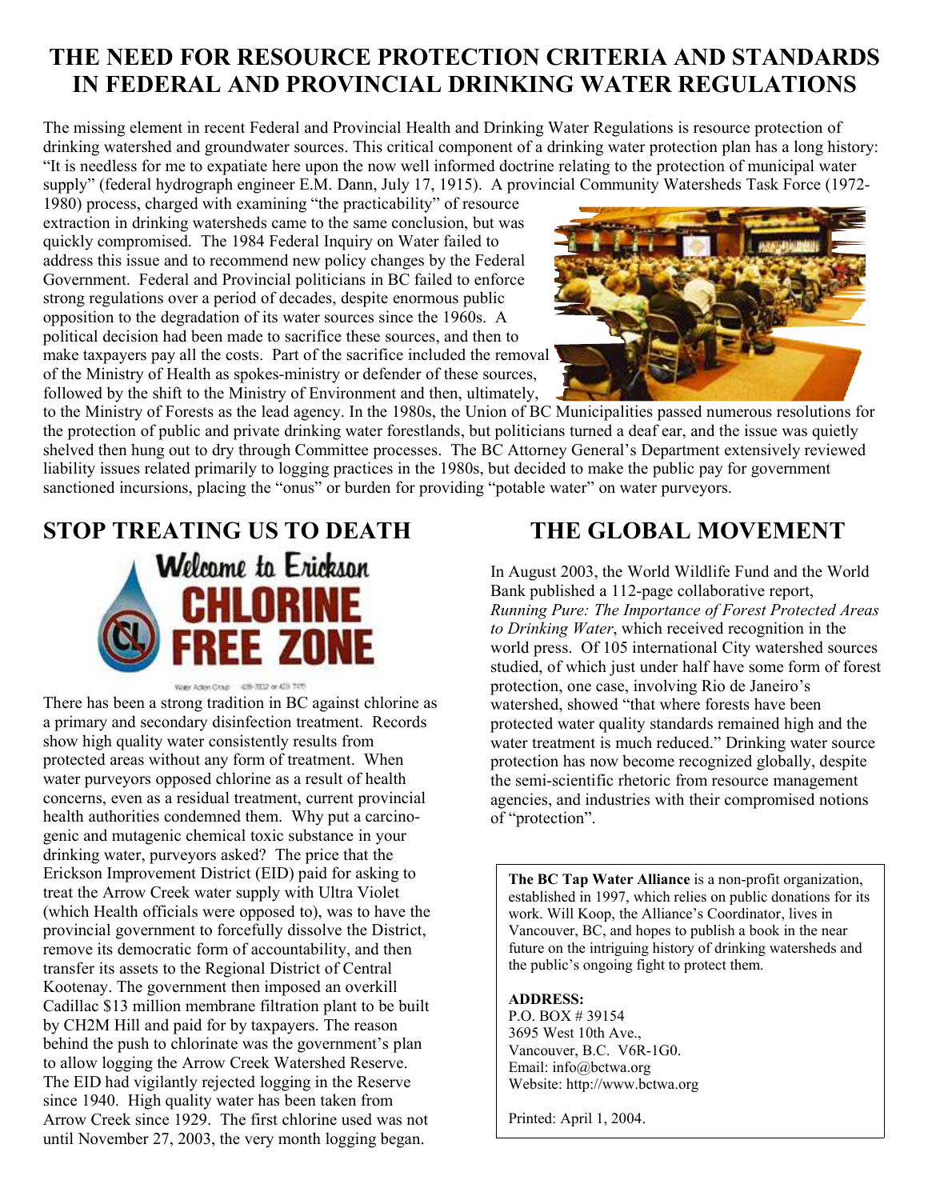# THE NEED FOR RESOURCE PROTECTION CRITERIA AND STANDARDS IN FEDERAL AND PROVINCIAL DRINKING WATER REGULATIONS

The missing element in recent Federal and Provincial Health and Drinking Water Regulations is resource protection of drinking watershed and groundwater sources. This critical component of a drinking water protection plan has a long history: "It is needless for me to expatiate here upon the now well informed doctrine relating to the protection of municipal water supply" (federal hydrograph engineer E.M. Dann, July 17, 1915). A provincial Community Watersheds Task Force (1972-1980) process, charged with examining "the practicability" of resource extraction in drinking watersheds came to the same conclusion, but was quickly compromised. The 1984 Federal Inquiry on Water failed to address this issue and to recommend new policy changes by the Federal Government. Federal and Provincial politicians in BC failed to enforce strong regulations over a period of decades, despite enormous public opposition to the degradation of its water sources since the 1960s. A political decision had been made to sacrifice these sources, and then to make taxpayers pay all the costs. Part of the sacrifice included the removal of the Ministry of Health as spokes-ministry or defender of these sources, followed by the shift to the Ministry of Environment and then, ultimately, to the Ministry of Forests as the lead agency. In the 1980s, the Union of BC Municipalities passed numerous resolutions for the protection of public and private drinking water forestlands, but politicians turned a deaf ear, and the issue was quietly shelved then hung out to dry through Committee processes. The BC Attorney General's Department extensively reviewed liability issues related primarily to logging practices in the 1980s, but decided to make the public pay for government sanctioned incursions, placing the "onus" or burden for providing "potable water" on water purveyors.

## STOP TREATING US TO DEATH

Welcome to Erickson
CHLORINE FREE ZONE

Water Action Group 428-7832 or 428 7170

There has been a strong tradition in BC against chlorine as a primary and secondary disinfection treatment. Records show high quality water consistently results from protected areas without any form of treatment. When water purveyors opposed chlorine as a result of health concerns, even as a residual treatment, current provincial health authorities condemned them. Why put a carcinogenic and mutagenic chemical toxic substance in your drinking water, purveyors asked? The price that the Erickson Improvement District (EID) paid for asking to treat the Arrow Creek water supply with Ultra Violet (which Health officials were opposed to), was to have the provincial government to forcefully dissolve the District, remove its democratic form of accountability, and then transfer its assets to the Regional District of Central Kootenay. The government then imposed an overkill Cadillac $13 million membrane filtration plant to be built by CH2M Hill and paid for by taxpayers. The reason behind the push to chlorinate was the government's plan to allow logging the Arrow Creek Watershed Reserve. The EID had vigilantly rejected logging in the Reserve since 1940. High quality water has been taken from Arrow Creek since 1929. The first chlorine used was not until November 27, 2003, the very month logging began.

## THE GLOBAL MOVEMENT

In August 2003, the World Wildlife Fund and the World Bank published a 112-page collaborative report, *Running Pure: The Importance of Forest Protected Areas to Drinking Water*, which received recognition in the world press. Of 105 international City watershed sources studied, of which just under half have some form of forest protection, one case, involving Rio de Janeiro's watershed, showed "that where forests have been protected water quality standards remained high and the water treatment is much reduced." Drinking water source protection has now become recognized globally, despite the semi-scientific rhetoric from resource management agencies, and industries with their compromised notions of "protection".

**The BC Tap Water Alliance** is a non-profit organization, established in 1997, which relies on public donations for its work. Will Koop, the Alliance's Coordinator, lives in Vancouver, BC, and hopes to publish a book in the near future on the intriguing history of drinking watersheds and the public's ongoing fight to protect them.

**ADDRESS:**
P.O. BOX # 39154
3695 West 10th Ave.,
Vancouver, B.C. V6R-1G0.
Email: info@bctwa.org
Website: http://www.bctwa.org

Printed: April 1, 2004.